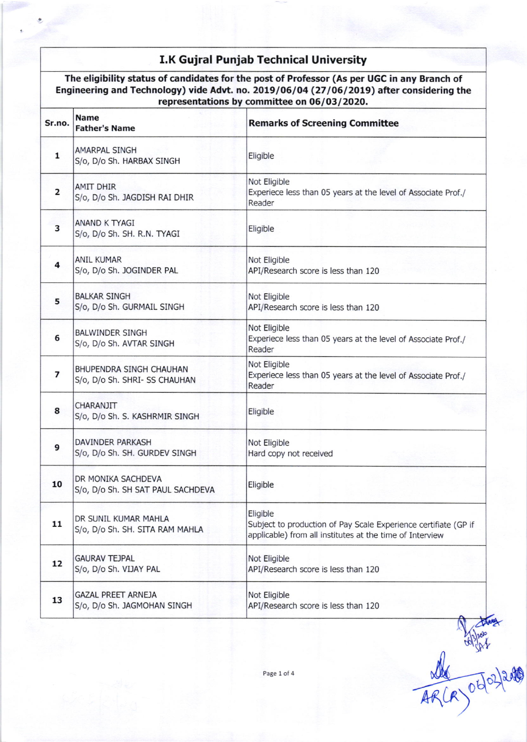# I.K Gujral Punjab Technical University

**The eligibility status of candidates for the post of Professor (As per UGC in any Branch of Engineering and Technology) vide Advt. no. 2019/06/04 (27/06/2019) after considering the representations by committee on 06/03/2020.**

| Sr.no. | Name<br>Father's Name | Remarks of Screening Committee |
|---|---|---|
| 1 | AMARPAL SINGH<br>S/o, D/o Sh. HARBAX SINGH | Eligible |
| 2 | AMIT DHIR<br>S/o, D/o Sh. JAGDISH RAI DHIR | Not Eligible<br>Experiece less than 05 years at the level of Associate Prof./ Reader |
| 3 | ANAND K TYAGI<br>S/o, D/o Sh. SH. R.N. TYAGI | Eligible |
| 4 | ANIL KUMAR<br>S/o, D/o Sh. JOGINDER PAL | Not Eligible<br>API/Research score is less than 120 |
| 5 | BALKAR SINGH<br>S/o, D/o Sh. GURMAIL SINGH | Not Eligible<br>API/Research score is less than 120 |
| 6 | BALWINDER SINGH<br>S/o, D/o Sh. AVTAR SINGH | Not Eligible<br>Experiece less than 05 years at the level of Associate Prof./ Reader |
| 7 | BHUPENDRA SINGH CHAUHAN<br>S/o, D/o Sh. SHRI- SS CHAUHAN | Not Eligible<br>Experiece less than 05 years at the level of Associate Prof./ Reader |
| 8 | CHARANJIT<br>S/o, D/o Sh. S. KASHRMIR SINGH | Eligible |
| 9 | DAVINDER PARKASH<br>S/o, D/o Sh. SH. GURDEV SINGH | Not Eligible<br>Hard copy not received |
| 10 | DR MONIKA SACHDEVA<br>S/o, D/o Sh. SH SAT PAUL SACHDEVA | Eligible |
| 11 | DR SUNIL KUMAR MAHLA<br>S/o, D/o Sh. SH. SITA RAM MAHLA | Eligible<br>Subject to production of Pay Scale Experience certificate (GP if applicable) from all institutes at the time of Interview |
| 12 | GAURAV TEJPAL<br>S/o, D/o Sh. VIJAY PAL | Not Eligible<br>API/Research score is less than 120 |
| 13 | GAZAL PREET ARNEJA<br>S/o, D/o Sh. JAGMOHAN SINGH | Not Eligible<br>API/Research score is less than 120 |

06/3/2020
SA-I

AR(R) 06/03/2020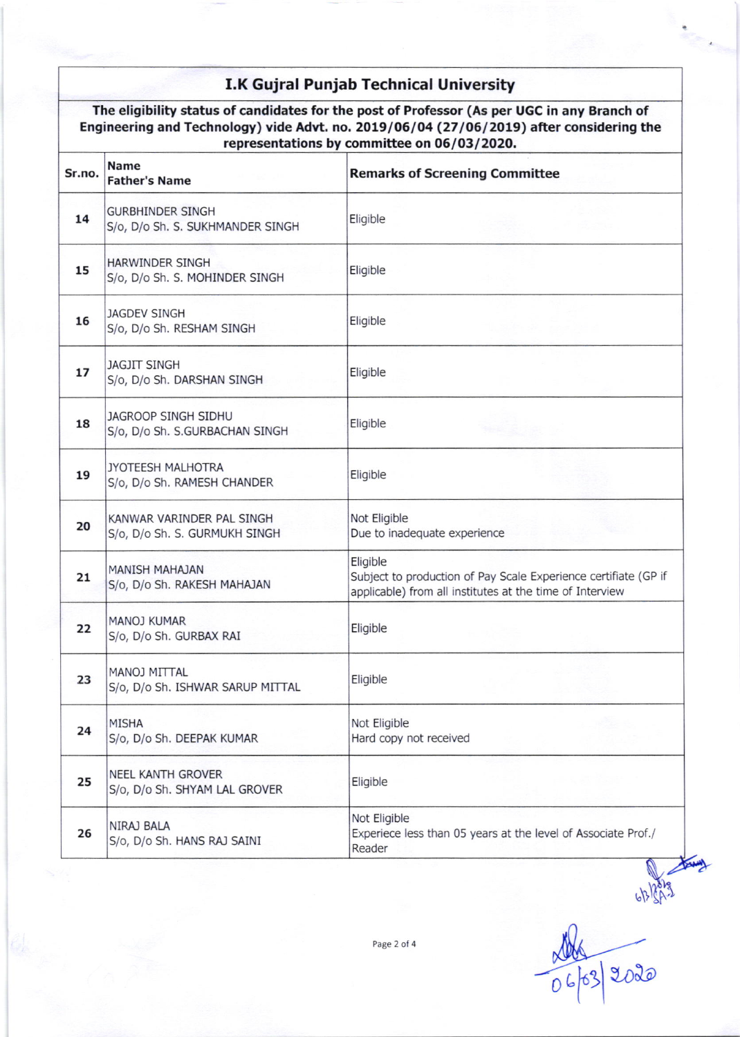# I.K Gujral Punjab Technical University

**The eligibility status of candidates for the post of Professor (As per UGC in any Branch of Engineering and Technology) vide Advt. no. 2019/06/04 (27/06/2019) after considering the representations by committee on 06/03/2020.**

| Sr.no. | Name<br>Father's Name | Remarks of Screening Committee |
|---|---|---|
| 14 | GURBHINDER SINGH<br>S/o, D/o Sh. S. SUKHMANDER SINGH | Eligible |
| 15 | HARWINDER SINGH<br>S/o, D/o Sh. S. MOHINDER SINGH | Eligible |
| 16 | JAGDEV SINGH<br>S/o, D/o Sh. RESHAM SINGH | Eligible |
| 17 | JAGJIT SINGH<br>S/o, D/o Sh. DARSHAN SINGH | Eligible |
| 18 | JAGROOP SINGH SIDHU<br>S/o, D/o Sh. S.GURBACHAN SINGH | Eligible |
| 19 | JYOTEESH MALHOTRA<br>S/o, D/o Sh. RAMESH CHANDER | Eligible |
| 20 | KANWAR VARINDER PAL SINGH<br>S/o, D/o Sh. S. GURMUKH SINGH | Not Eligible<br>Due to inadequate experience |
| 21 | MANISH MAHAJAN<br>S/o, D/o Sh. RAKESH MAHAJAN | Eligible<br>Subject to production of Pay Scale Experience certificate (GP if applicable) from all institutes at the time of Interview |
| 22 | MANOJ KUMAR<br>S/o, D/o Sh. GURBAX RAI | Eligible |
| 23 | MANOJ MITTAL<br>S/o, D/o Sh. ISHWAR SARUP MITTAL | Eligible |
| 24 | MISHA<br>S/o, D/o Sh. DEEPAK KUMAR | Not Eligible<br>Hard copy not received |
| 25 | NEEL KANTH GROVER<br>S/o, D/o Sh. SHYAM LAL GROVER | Eligible |
| 26 | NIRAJ BALA<br>S/o, D/o Sh. HANS RAJ SAINI | Not Eligible<br>Experiece less than 05 years at the level of Associate Prof./ Reader |

06/03/2020